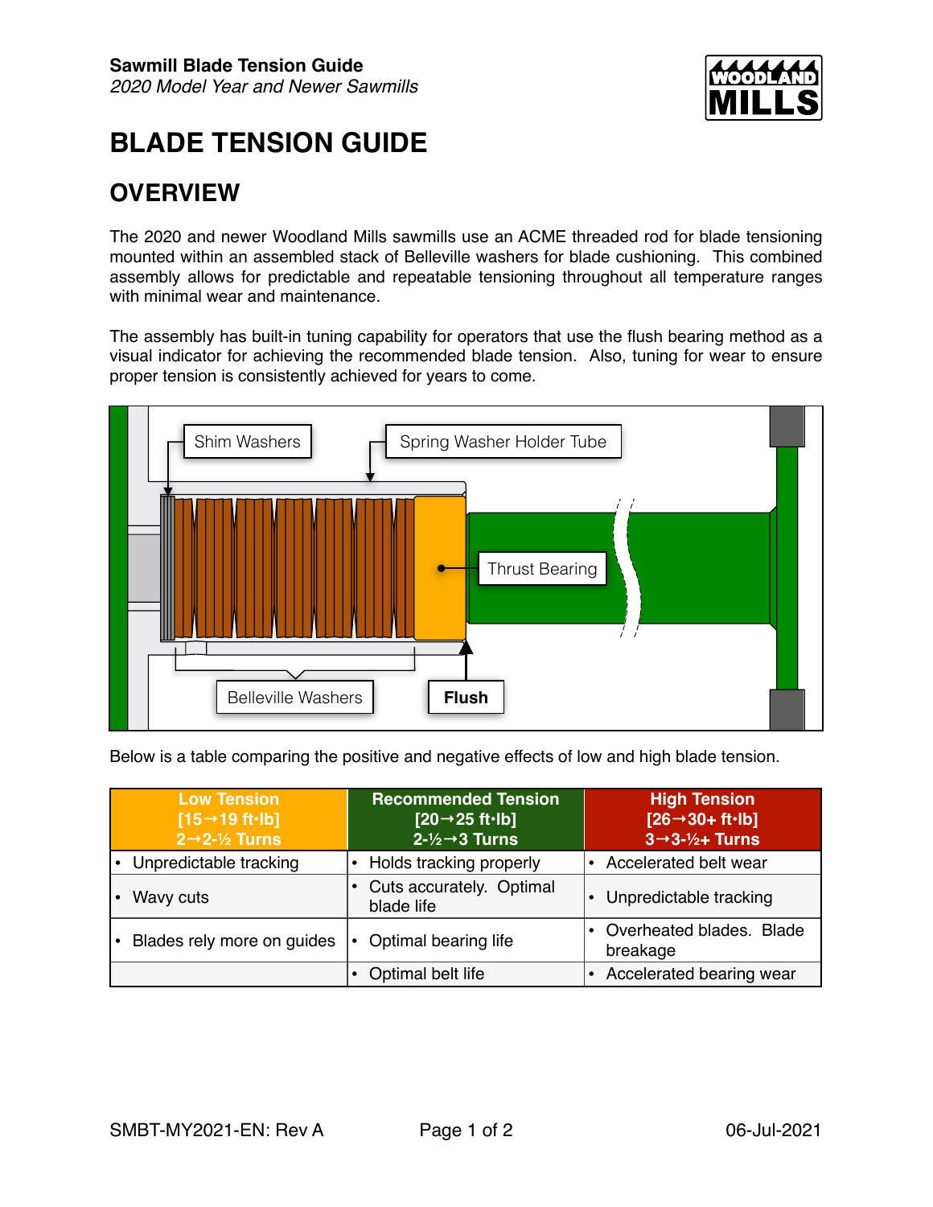**Sawmill Blade Tension Guide**
*2020 Model Year and Newer Sawmills*

# BLADE TENSION GUIDE

## OVERVIEW

The 2020 and newer Woodland Mills sawmills use an ACME threaded rod for blade tensioning mounted within an assembled stack of Belleville washers for blade cushioning. This combined assembly allows for predictable and repeatable tensioning throughout all temperature ranges with minimal wear and maintenance.

The assembly has built-in tuning capability for operators that use the flush bearing method as a visual indicator for achieving the recommended blade tension. Also, tuning for wear to ensure proper tension is consistently achieved for years to come.

Shim Washers

Spring Washer Holder Tube

Thrust Bearing

Belleville Washers

**Flush**

Below is a table comparing the positive and negative effects of low and high blade tension.

| **Low Tension** [15→19 ft·lb] 2→2-½ Turns | **Recommended Tension** [20→25 ft·lb] 2-½→3 Turns | **High Tension** [26→30+ ft·lb] 3→3-½+ Turns |
|---|---|---|
| • Unpredictable tracking | • Holds tracking properly | • Accelerated belt wear |
| • Wavy cuts | • Cuts accurately. Optimal blade life | • Unpredictable tracking |
| • Blades rely more on guides | • Optimal bearing life | • Overheated blades. Blade breakage |
| | • Optimal belt life | • Accelerated bearing wear |

SMBT-MY2021-EN: Rev A 06-Jul-2021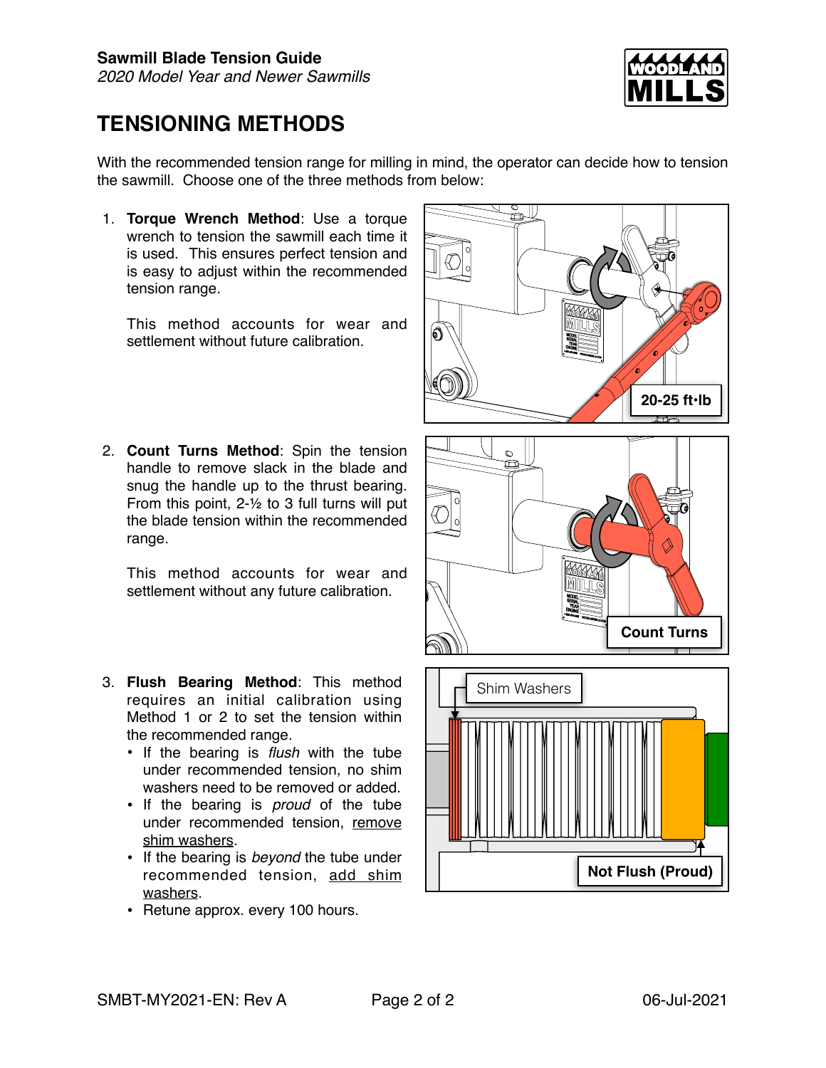**Sawmill Blade Tension Guide**
*2020 Model Year and Newer Sawmills*

# TENSIONING METHODS

With the recommended tension range for milling in mind, the operator can decide how to tension the sawmill. Choose one of the three methods from below:

1. **Torque Wrench Method**: Use a torque wrench to tension the sawmill each time it is used. This ensures perfect tension and is easy to adjust within the recommended tension range.

   This method accounts for wear and settlement without future calibration.

   20-25 ft•lb

2. **Count Turns Method**: Spin the tension handle to remove slack in the blade and snug the handle up to the thrust bearing. From this point, 2-½ to 3 full turns will put the blade tension within the recommended range.

   This method accounts for wear and settlement without any future calibration.

   Count Turns

3. **Flush Bearing Method**: This method requires an initial calibration using Method 1 or 2 to set the tension within the recommended range.
   - If the bearing is *flush* with the tube under recommended tension, no shim washers need to be removed or added.
   - If the bearing is *proud* of the tube under recommended tension, <u>remove shim washers</u>.
   - If the bearing is *beyond* the tube under recommended tension, <u>add shim washers</u>.
   - Retune approx. every 100 hours.

   Shim Washers

   Not Flush (Proud)